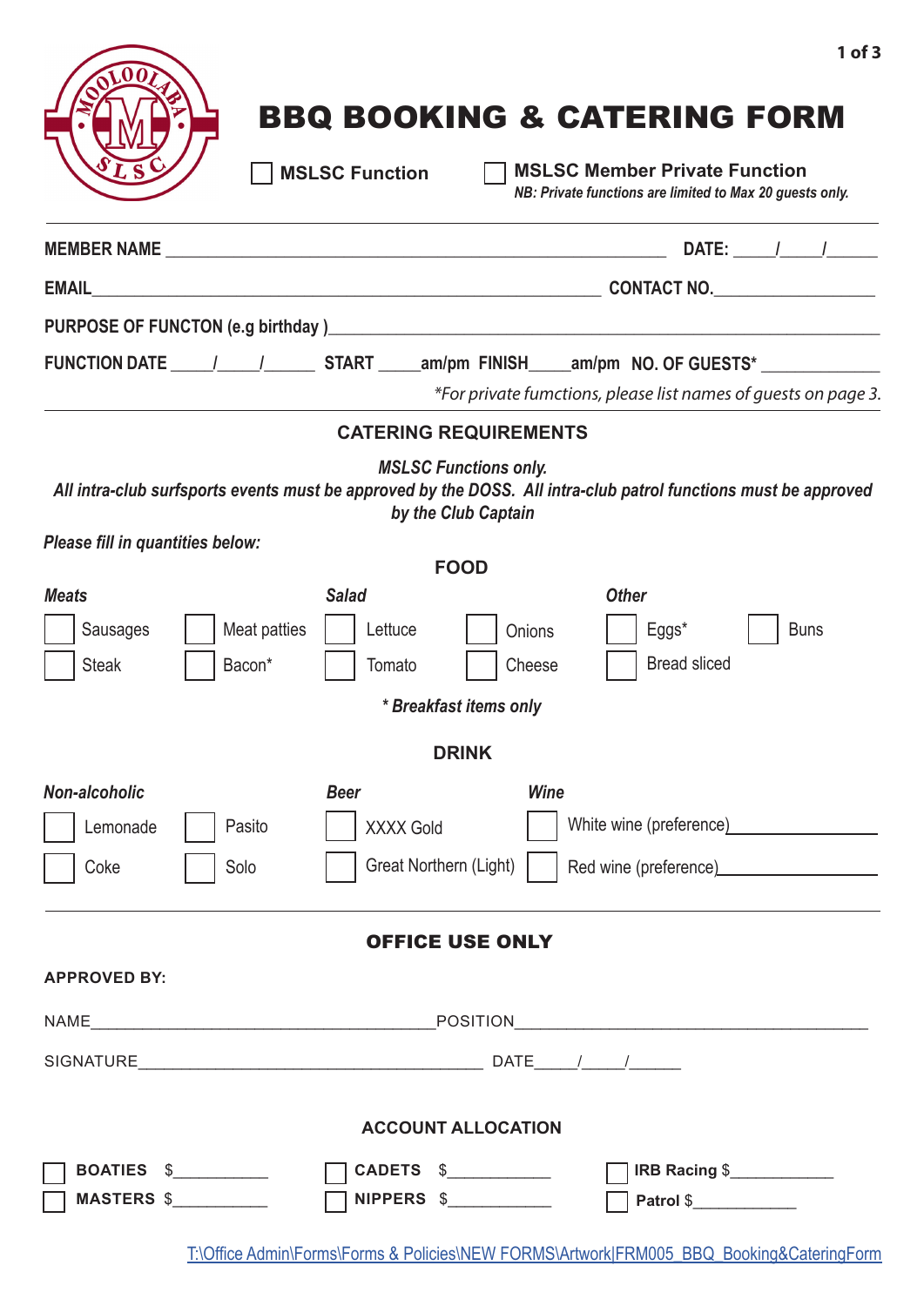# BBQ BOOKING & CATERING FORM

☐ **MSLSC Function** ☐ **MSLSC Member Private Function**
***NB: Private functions are limited to Max 20 guests only.***

**MEMBER NAME** ____________________________________________ **DATE:** ____/____/_____

**EMAIL**____________________________________________ **CONTACT NO.**________________

**PURPOSE OF FUNCTON (e.g birthday )**____________________________________________

**FUNCTION DATE** ____/____/_____ **START** _____**am/pm FINISH**_____**am/pm NO. OF GUESTS*** ____________

*\*For private fumctions, please list names of guests on page 3.*

## CATERING REQUIREMENTS

***MSLSC Functions only.***
***All intra-club surfsports events must be approved by the DOSS. All intra-club patrol functions must be approved by the Club Captain***

***Please fill in quantities below:***

### FOOD

| ***Meats*** | | ***Salad*** | | ***Other*** | |
|---|---|---|---|---|---|
| ☐ Sausages | ☐ Meat patties | ☐ Lettuce | ☐ Onions | ☐ Eggs* | ☐ Buns |
| ☐ Steak | ☐ Bacon* | ☐ Tomato | ☐ Cheese | ☐ Bread sliced | |

***\* Breakfast items only***

### DRINK

| ***Non-alcoholic*** | | ***Beer*** | ***Wine*** |
|---|---|---|---|
| ☐ Lemonade | ☐ Pasito | ☐ XXXX Gold | ☐ White wine (preference)________________ |
| ☐ Coke | ☐ Solo | ☐ Great Northern (Light) | ☐ Red wine (preference)________________ |

## OFFICE USE ONLY

**APPROVED BY:**

NAME____________________________________POSITION____________________________________

SIGNATURE____________________________________ DATE____/____/_____

### ACCOUNT ALLOCATION

| | | |
|---|---|---|
| ☐ **BOATIES** $__________ | ☐ **CADETS** $__________ | ☐ **IRB Racing** $__________ |
| ☐ **MASTERS** $__________ | ☐ **NIPPERS** $__________ | ☐ **Patrol** $__________ |

T:\Office Admin\Forms\Forms & Policies\NEW FORMS\Artwork|FRM005_BBQ_Booking&CateringForm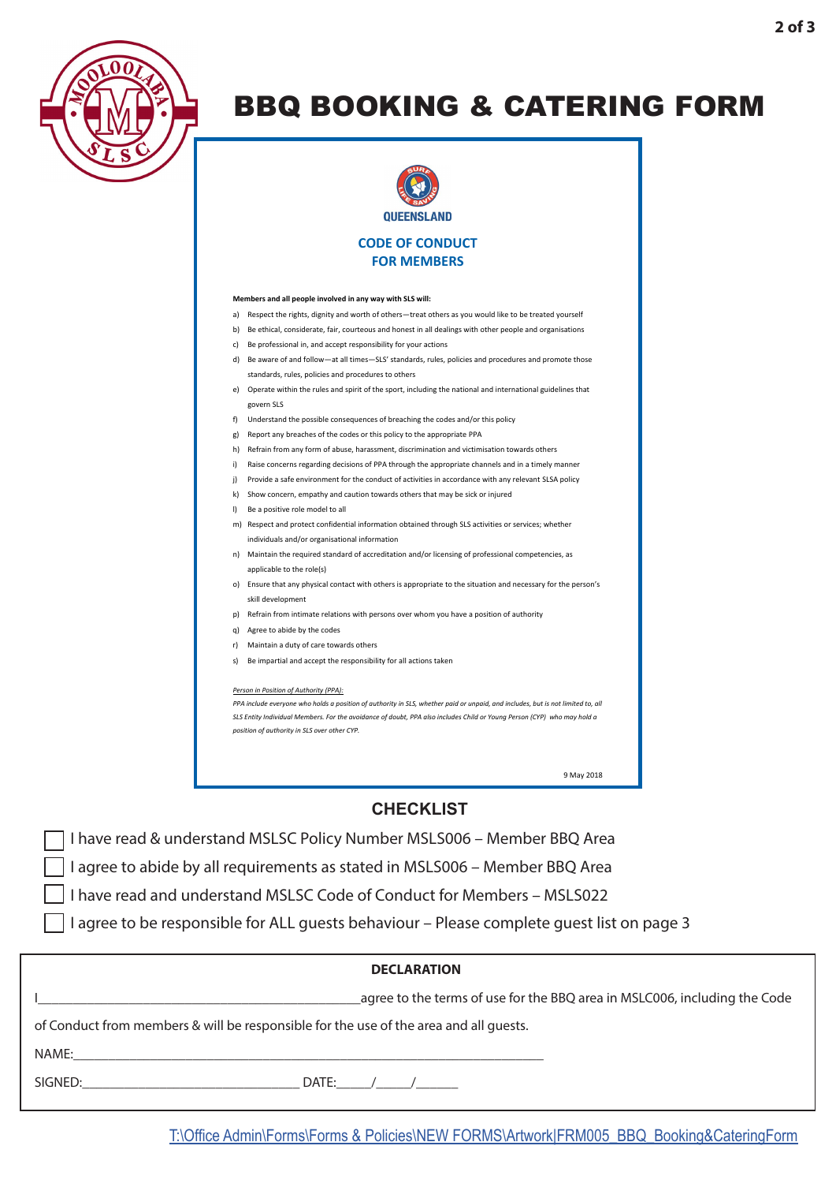# BBQ BOOKING & CATERING FORM

QUEENSLAND

## CODE OF CONDUCT FOR MEMBERS

**Members and all people involved in any way with SLS will:**

a) Respect the rights, dignity and worth of others—treat others as you would like to be treated yourself
b) Be ethical, considerate, fair, courteous and honest in all dealings with other people and organisations
c) Be professional in, and accept responsibility for your actions
d) Be aware of and follow—at all times—SLS' standards, rules, policies and procedures and promote those standards, rules, policies and procedures to others
e) Operate within the rules and spirit of the sport, including the national and international guidelines that govern SLS
f) Understand the possible consequences of breaching the codes and/or this policy
g) Report any breaches of the codes or this policy to the appropriate PPA
h) Refrain from any form of abuse, harassment, discrimination and victimisation towards others
i) Raise concerns regarding decisions of PPA through the appropriate channels and in a timely manner
j) Provide a safe environment for the conduct of activities in accordance with any relevant SLSA policy
k) Show concern, empathy and caution towards others that may be sick or injured
l) Be a positive role model to all
m) Respect and protect confidential information obtained through SLS activities or services; whether individuals and/or organisational information
n) Maintain the required standard of accreditation and/or licensing of professional competencies, as applicable to the role(s)
o) Ensure that any physical contact with others is appropriate to the situation and necessary for the person's skill development
p) Refrain from intimate relations with persons over whom you have a position of authority
q) Agree to abide by the codes
r) Maintain a duty of care towards others
s) Be impartial and accept the responsibility for all actions taken

*Person in Position of Authority (PPA):*
*PPA include everyone who holds a position of authority in SLS, whether paid or unpaid, and includes, but is not limited to, all SLS Entity Individual Members. For the avoidance of doubt, PPA also includes Child or Young Person (CYP) who may hold a position of authority in SLS over other CYP.*

9 May 2018

## CHECKLIST

- ☐ I have read & understand MSLSC Policy Number MSLS006 – Member BBQ Area
- ☐ I agree to abide by all requirements as stated in MSLS006 – Member BBQ Area
- ☐ I have read and understand MSLSC Code of Conduct for Members – MSLS022
- ☐ I agree to be responsible for ALL guests behaviour – Please complete guest list on page 3

## DECLARATION

I_____________________________________________agree to the terms of use for the BBQ area in MSLC006, including the Code of Conduct from members & will be responsible for the use of the area and all guests.

NAME:_____________________________________________________________________

SIGNED:______________________________ DATE:_____/_____/______

T:\Office Admin\Forms\Forms & Policies\NEW FORMS\Artwork|FRM005_BBQ_Booking&CateringForm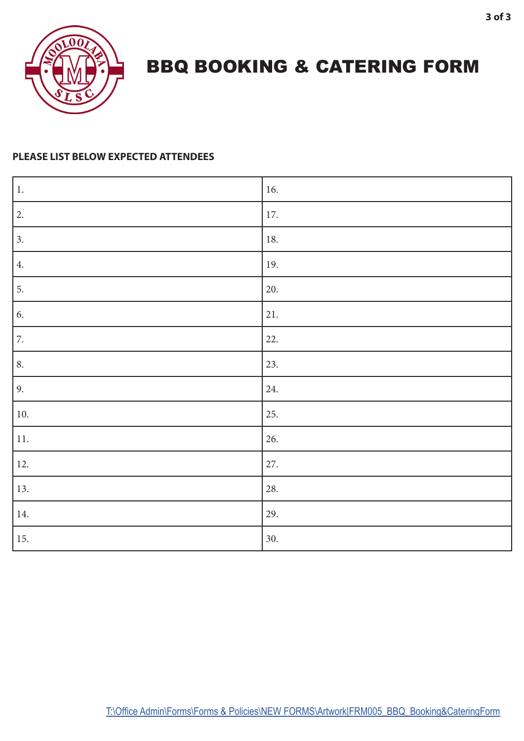# BBQ BOOKING & CATERING FORM

**PLEASE LIST BELOW EXPECTED ATTENDEES**

| | |
|---|---|
| 1. | 16. |
| 2. | 17. |
| 3. | 18. |
| 4. | 19. |
| 5. | 20. |
| 6. | 21. |
| 7. | 22. |
| 8. | 23. |
| 9. | 24. |
| 10. | 25. |
| 11. | 26. |
| 12. | 27. |
| 13. | 28. |
| 14. | 29. |
| 15. | 30. |

T:\Office Admin\Forms\Forms & Policies\NEW FORMS\Artwork|FRM005_BBQ_Booking&CateringForm